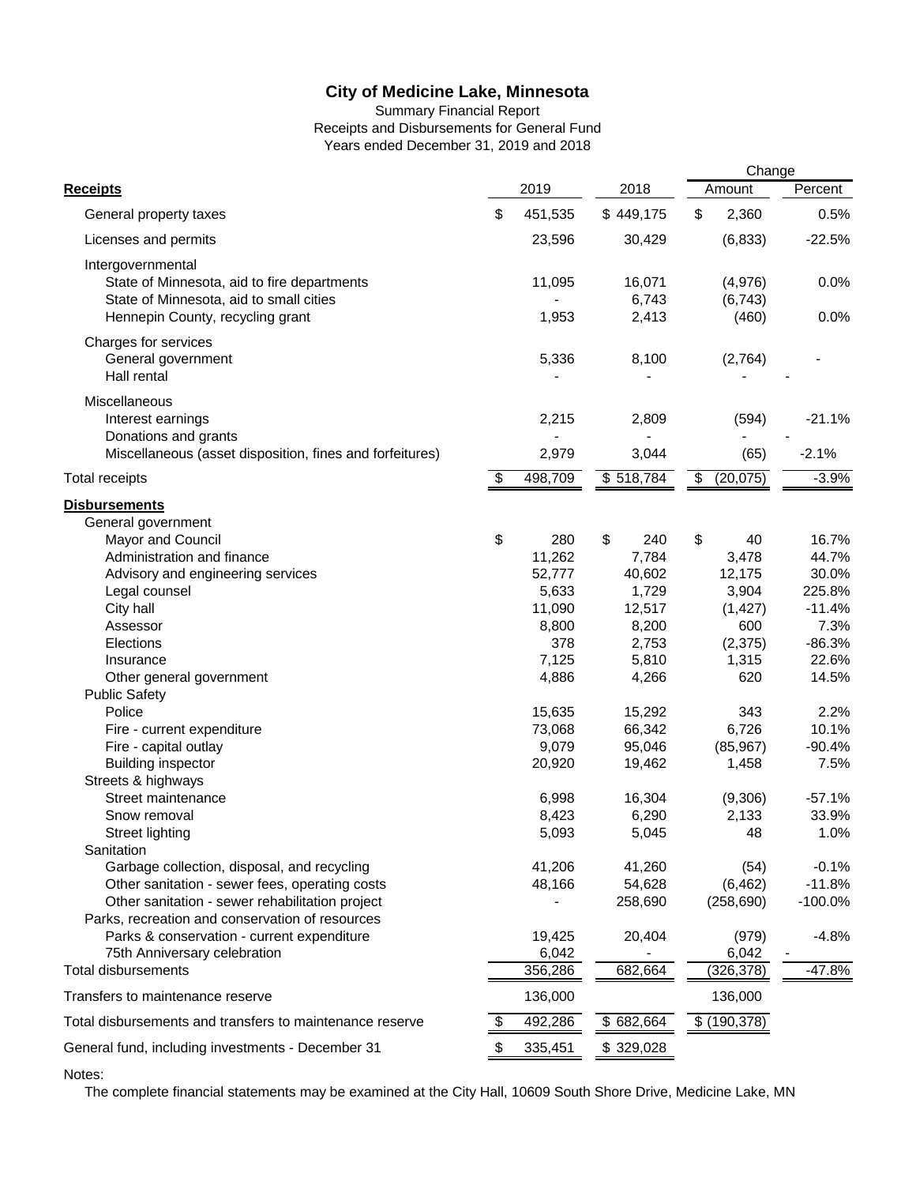# City of Medicine Lake, Minnesota

Summary Financial Report
Receipts and Disbursements for General Fund
Years ended December 31, 2019 and 2018

| **Receipts** | 2019 | 2018 | Change Amount | Change Percent |
|---|---|---|---|---|
| General property taxes | $ 451,535 | $ 449,175 | $ 2,360 | 0.5% |
| Licenses and permits | 23,596 | 30,429 | (6,833) | -22.5% |
| Intergovernmental | | | | |
| State of Minnesota, aid to fire departments | 11,095 | 16,071 | (4,976) | 0.0% |
| State of Minnesota, aid to small cities | - | 6,743 | (6,743) | |
| Hennepin County, recycling grant | 1,953 | 2,413 | (460) | 0.0% |
| Charges for services | | | | |
| General government | 5,336 | 8,100 | (2,764) | - |
| Hall rental | - | - | - | - |
| Miscellaneous | | | | |
| Interest earnings | 2,215 | 2,809 | (594) | -21.1% |
| Donations and grants | - | - | - | - |
| Miscellaneous (asset disposition, fines and forfeitures) | 2,979 | 3,044 | (65) | -2.1% |
| Total receipts | $ 498,709 | $ 518,784 | $ (20,075) | -3.9% |
| **Disbursements** | | | | |
| General government | | | | |
| Mayor and Council | $ 280 | $ 240 | $ 40 | 16.7% |
| Administration and finance | 11,262 | 7,784 | 3,478 | 44.7% |
| Advisory and engineering services | 52,777 | 40,602 | 12,175 | 30.0% |
| Legal counsel | 5,633 | 1,729 | 3,904 | 225.8% |
| City hall | 11,090 | 12,517 | (1,427) | -11.4% |
| Assessor | 8,800 | 8,200 | 600 | 7.3% |
| Elections | 378 | 2,753 | (2,375) | -86.3% |
| Insurance | 7,125 | 5,810 | 1,315 | 22.6% |
| Other general government | 4,886 | 4,266 | 620 | 14.5% |
| Public Safety | | | | |
| Police | 15,635 | 15,292 | 343 | 2.2% |
| Fire - current expenditure | 73,068 | 66,342 | 6,726 | 10.1% |
| Fire - capital outlay | 9,079 | 95,046 | (85,967) | -90.4% |
| Building inspector | 20,920 | 19,462 | 1,458 | 7.5% |
| Streets & highways | | | | |
| Street maintenance | 6,998 | 16,304 | (9,306) | -57.1% |
| Snow removal | 8,423 | 6,290 | 2,133 | 33.9% |
| Street lighting | 5,093 | 5,045 | 48 | 1.0% |
| Sanitation | | | | |
| Garbage collection, disposal, and recycling | 41,206 | 41,260 | (54) | -0.1% |
| Other sanitation - sewer fees, operating costs | 48,166 | 54,628 | (6,462) | -11.8% |
| Other sanitation - sewer rehabilitation project | - | 258,690 | (258,690) | -100.0% |
| Parks, recreation and conservation of resources | | | | |
| Parks & conservation - current expenditure | 19,425 | 20,404 | (979) | -4.8% |
| 75th Anniversary celebration | 6,042 | - | 6,042 | - |
| Total disbursements | 356,286 | 682,664 | (326,378) | -47.8% |
| Transfers to maintenance reserve | 136,000 | | 136,000 | |
| Total disbursements and transfers to maintenance reserve | $ 492,286 | $ 682,664 | $ (190,378) | |
| General fund, including investments - December 31 | $ 335,451 | $ 329,028 | | |

Notes:

The complete financial statements may be examined at the City Hall, 10609 South Shore Drive, Medicine Lake, MN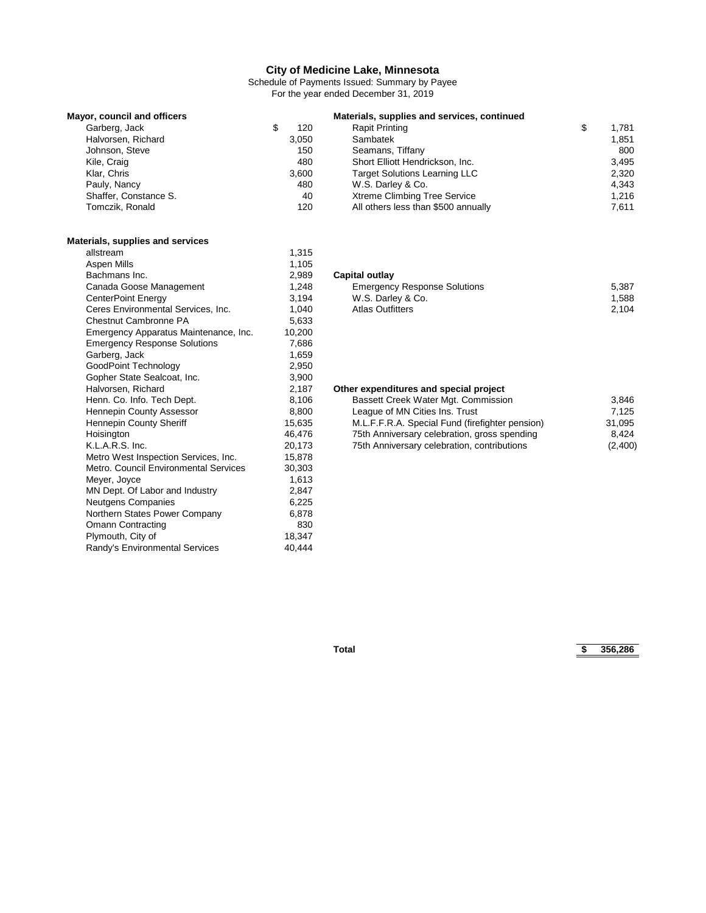# City of Medicine Lake, Minnesota

Schedule of Payments Issued: Summary by Payee

For the year ended December 31, 2019

| Payee | Amount |
|---|---|
| **Mayor, council and officers** | |
| Garberg, Jack | $ 120 |
| Halvorsen, Richard | 3,050 |
| Johnson, Steve | 150 |
| Kile, Craig | 480 |
| Klar, Chris | 3,600 |
| Pauly, Nancy | 480 |
| Shaffer, Constance S. | 40 |
| Tomczik, Ronald | 120 |
| **Materials, supplies and services** | |
| allstream | 1,315 |
| Aspen Mills | 1,105 |
| Bachmans Inc. | 2,989 |
| Canada Goose Management | 1,248 |
| CenterPoint Energy | 3,194 |
| Ceres Environmental Services, Inc. | 1,040 |
| Chestnut Cambronne PA | 5,633 |
| Emergency Apparatus Maintenance, Inc. | 10,200 |
| Emergency Response Solutions | 7,686 |
| Garberg, Jack | 1,659 |
| GoodPoint Technology | 2,950 |
| Gopher State Sealcoat, Inc. | 3,900 |
| Halvorsen, Richard | 2,187 |
| Henn. Co. Info. Tech Dept. | 8,106 |
| Hennepin County Assessor | 8,800 |
| Hennepin County Sheriff | 15,635 |
| Hoisington | 46,476 |
| K.L.A.R.S. Inc. | 20,173 |
| Metro West Inspection Services, Inc. | 15,878 |
| Metro. Council Environmental Services | 30,303 |
| Meyer, Joyce | 1,613 |
| MN Dept. Of Labor and Industry | 2,847 |
| Neutgens Companies | 6,225 |
| Northern States Power Company | 6,878 |
| Omann Contracting | 830 |
| Plymouth, City of | 18,347 |
| Randy's Environmental Services | 40,444 |
| **Materials, supplies and services, continued** | |
| Rapit Printing | $ 1,781 |
| Sambatek | 1,851 |
| Seamans, Tiffany | 800 |
| Short Elliott Hendrickson, Inc. | 3,495 |
| Target Solutions Learning LLC | 2,320 |
| W.S. Darley & Co. | 4,343 |
| Xtreme Climbing Tree Service | 1,216 |
| All others less than $500 annually | 7,611 |
| **Capital outlay** | |
| Emergency Response Solutions | 5,387 |
| W.S. Darley & Co. | 1,588 |
| Atlas Outfitters | 2,104 |
| **Other expenditures and special project** | |
| Bassett Creek Water Mgt. Commission | 3,846 |
| League of MN Cities Ins. Trust | 7,125 |
| M.L.F.F.R.A. Special Fund (firefighter pension) | 31,095 |
| 75th Anniversary celebration, gross spending | 8,424 |
| 75th Anniversary celebration, contributions | (2,400) |
| **Total** | **$ 356,286** |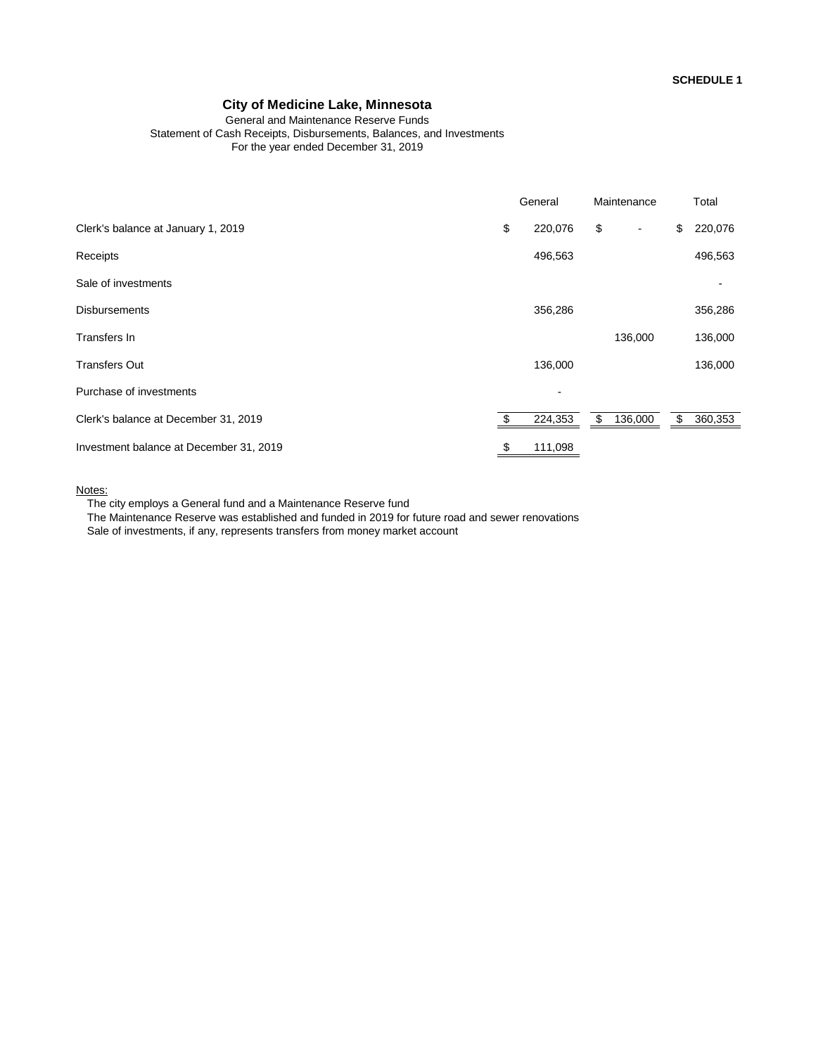**SCHEDULE 1**

# City of Medicine Lake, Minnesota

General and Maintenance Reserve Funds
Statement of Cash Receipts, Disbursements, Balances, and Investments
For the year ended December 31, 2019

| | General | Maintenance | Total |
|---|---|---|---|
| Clerk's balance at January 1, 2019 | $ 220,076 | $ - | $ 220,076 |
| Receipts | 496,563 | | 496,563 |
| Sale of investments | | | - |
| Disbursements | 356,286 | | 356,286 |
| Transfers In | | 136,000 | 136,000 |
| Transfers Out | 136,000 | | 136,000 |
| Purchase of investments | - | | |
| Clerk's balance at December 31, 2019 | $ 224,353 | $ 136,000 | $ 360,353 |
| Investment balance at December 31, 2019 | $ 111,098 | | |

Notes:

The city employs a General fund and a Maintenance Reserve fund

The Maintenance Reserve was established and funded in 2019 for future road and sewer renovations

Sale of investments, if any, represents transfers from money market account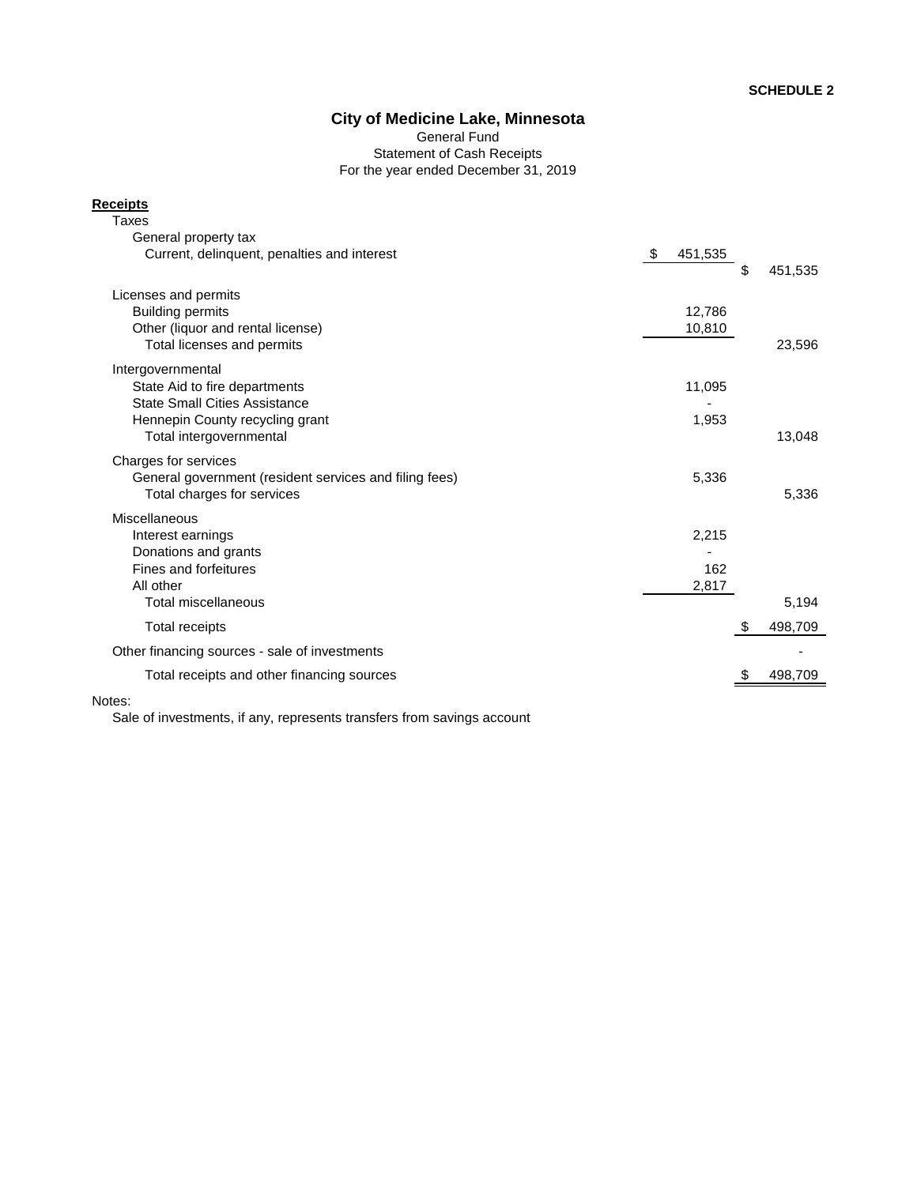**SCHEDULE 2**

# City of Medicine Lake, Minnesota

General Fund
Statement of Cash Receipts
For the year ended December 31, 2019

| Receipts | | |
|---|---|---|
| Taxes | | |
| General property tax | | |
| Current, delinquent, penalties and interest | $ 451,535 | $ 451,535 |
| Licenses and permits | | |
| Building permits | 12,786 | |
| Other (liquor and rental license) | 10,810 | |
| Total licenses and permits | | 23,596 |
| Intergovernmental | | |
| State Aid to fire departments | 11,095 | |
| State Small Cities Assistance | - | |
| Hennepin County recycling grant | 1,953 | |
| Total intergovernmental | | 13,048 |
| Charges for services | | |
| General government (resident services and filing fees) | 5,336 | |
| Total charges for services | | 5,336 |
| Miscellaneous | | |
| Interest earnings | 2,215 | |
| Donations and grants | - | |
| Fines and forfeitures | 162 | |
| All other | 2,817 | |
| Total miscellaneous | | 5,194 |
| Total receipts | | $ 498,709 |
| Other financing sources - sale of investments | | - |
| Total receipts and other financing sources | | $ 498,709 |

Notes:

Sale of investments, if any, represents transfers from savings account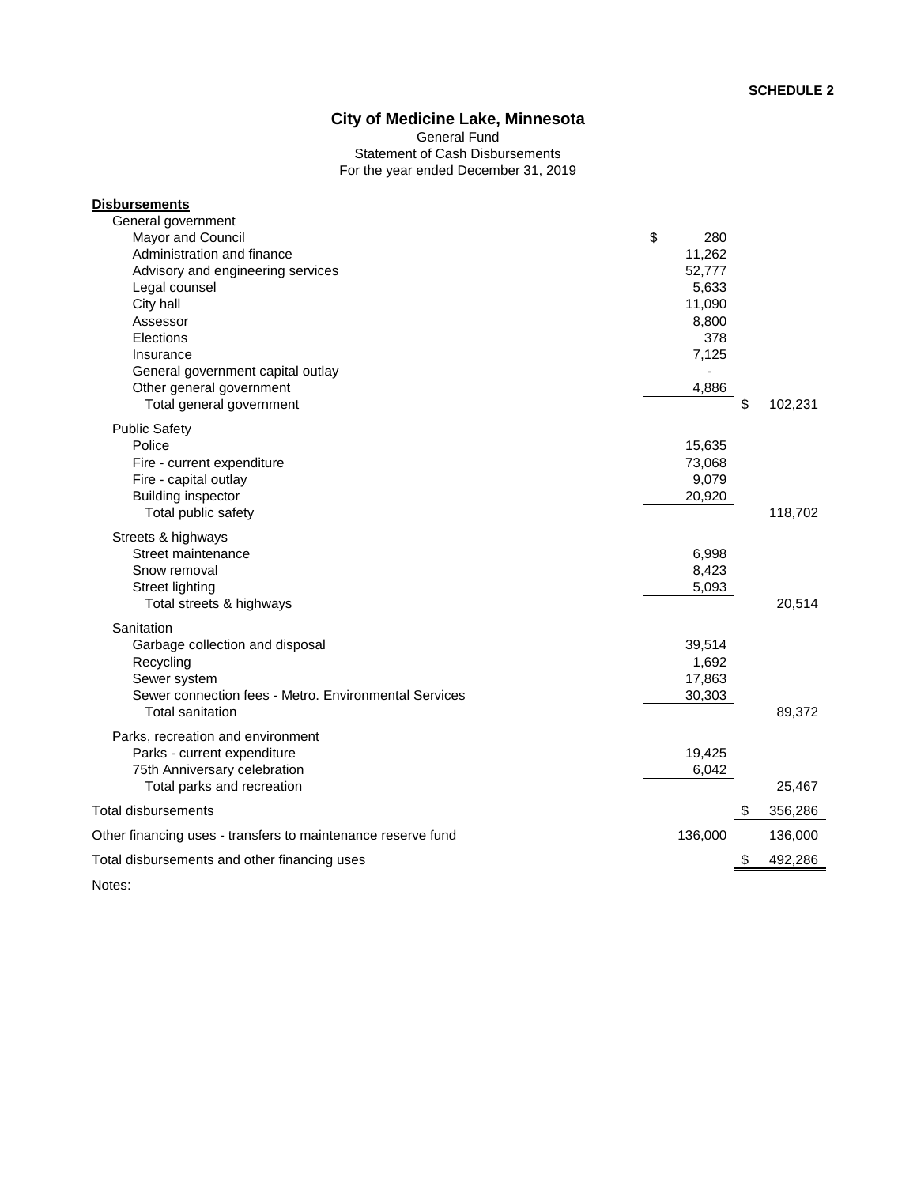**SCHEDULE 2**

# City of Medicine Lake, Minnesota

General Fund
Statement of Cash Disbursements
For the year ended December 31, 2019

| **Disbursements** | | |
|---|---|---|
| General government | | |
| Mayor and Council | $ 280 | |
| Administration and finance | 11,262 | |
| Advisory and engineering services | 52,777 | |
| Legal counsel | 5,633 | |
| City hall | 11,090 | |
| Assessor | 8,800 | |
| Elections | 378 | |
| Insurance | 7,125 | |
| General government capital outlay | - | |
| Other general government | 4,886 | |
| Total general government | | $ 102,231 |
| Public Safety | | |
| Police | 15,635 | |
| Fire - current expenditure | 73,068 | |
| Fire - capital outlay | 9,079 | |
| Building inspector | 20,920 | |
| Total public safety | | 118,702 |
| Streets & highways | | |
| Street maintenance | 6,998 | |
| Snow removal | 8,423 | |
| Street lighting | 5,093 | |
| Total streets & highways | | 20,514 |
| Sanitation | | |
| Garbage collection and disposal | 39,514 | |
| Recycling | 1,692 | |
| Sewer system | 17,863 | |
| Sewer connection fees - Metro. Environmental Services | 30,303 | |
| Total sanitation | | 89,372 |
| Parks, recreation and environment | | |
| Parks - current expenditure | 19,425 | |
| 75th Anniversary celebration | 6,042 | |
| Total parks and recreation | | 25,467 |
| Total disbursements | | $ 356,286 |
| Other financing uses - transfers to maintenance reserve fund | 136,000 | 136,000 |
| Total disbursements and other financing uses | | $ 492,286 |

Notes: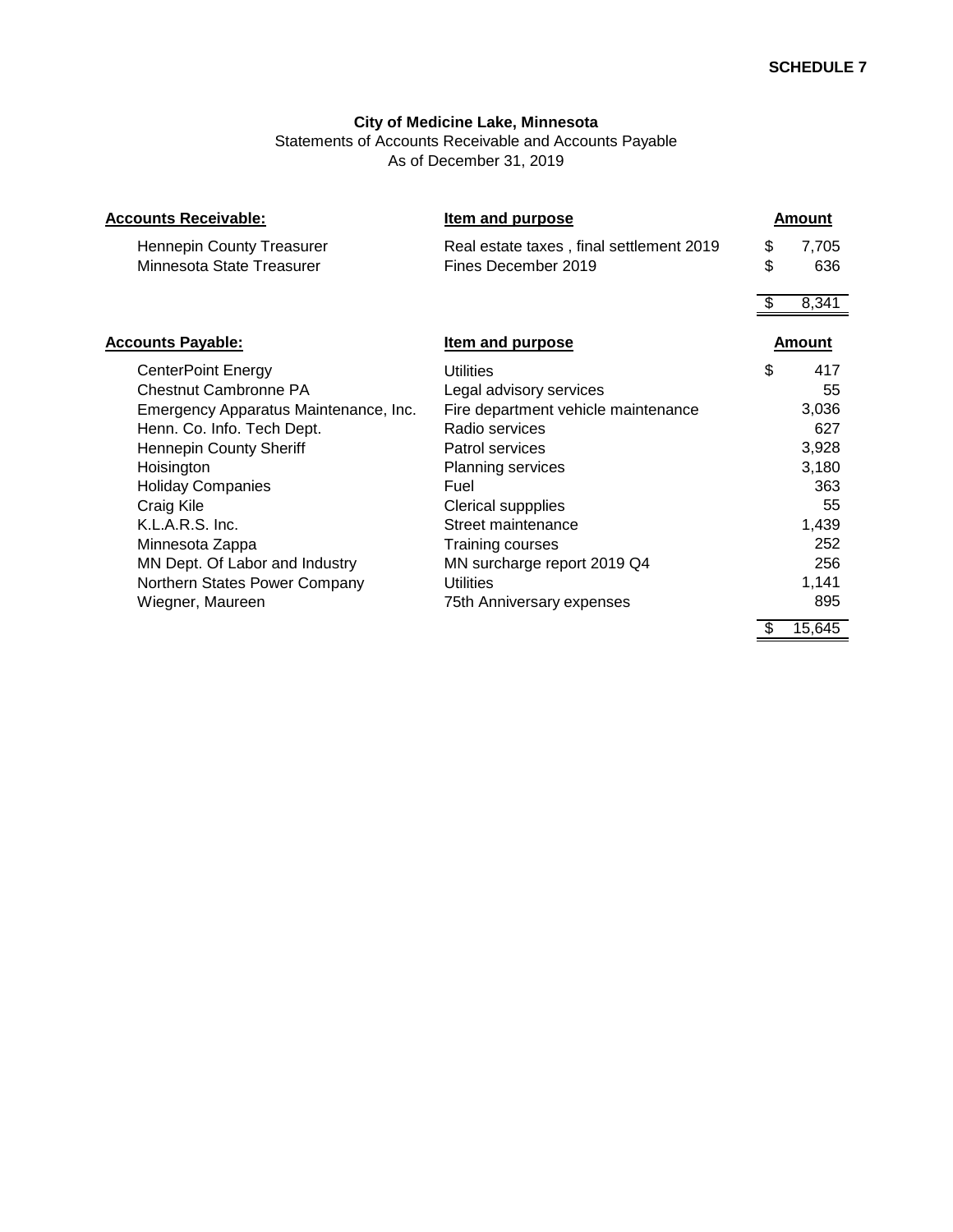**SCHEDULE 7**

**City of Medicine Lake, Minnesota**
Statements of Accounts Receivable and Accounts Payable
As of December 31, 2019

| **Accounts Receivable:** | **Item and purpose** | **Amount** |
|---|---|---|
| Hennepin County Treasurer | Real estate taxes , final settlement 2019 | $ 7,705 |
| Minnesota State Treasurer | Fines December 2019 | $ 636 |
| | | $ 8,341 |

| **Accounts Payable:** | **Item and purpose** | **Amount** |
|---|---|---|
| CenterPoint Energy | Utilities | $ 417 |
| Chestnut Cambronne PA | Legal advisory services | 55 |
| Emergency Apparatus Maintenance, Inc. | Fire department vehicle maintenance | 3,036 |
| Henn. Co. Info. Tech Dept. | Radio services | 627 |
| Hennepin County Sheriff | Patrol services | 3,928 |
| Hoisington | Planning services | 3,180 |
| Holiday Companies | Fuel | 363 |
| Craig Kile | Clerical suppplies | 55 |
| K.L.A.R.S. Inc. | Street maintenance | 1,439 |
| Minnesota Zappa | Training courses | 252 |
| MN Dept. Of Labor and Industry | MN surcharge report 2019 Q4 | 256 |
| Northern States Power Company | Utilities | 1,141 |
| Wiegner, Maureen | 75th Anniversary expenses | 895 |
| | | $ 15,645 |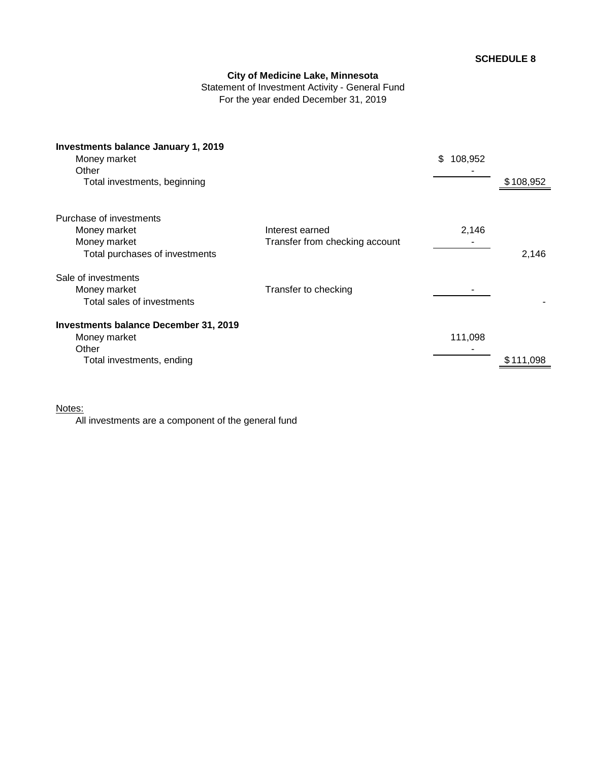**SCHEDULE 8**

## City of Medicine Lake, Minnesota

Statement of Investment Activity - General Fund

For the year ended December 31, 2019

| | | | |
|---|---|---|---|
| **Investments balance January 1, 2019** | | | |
| Money market | | $ 108,952 | |
| Other | | - | |
| Total investments, beginning | | | $ 108,952 |
| | | | |
| Purchase of investments | | | |
| Money market | Interest earned | 2,146 | |
| Money market | Transfer from checking account | - | |
| Total purchases of investments | | | 2,146 |
| | | | |
| Sale of investments | | | |
| Money market | Transfer to checking | - | |
| Total sales of investments | | | - |
| | | | |
| **Investments balance December 31, 2019** | | | |
| Money market | | 111,098 | |
| Other | | - | |
| Total investments, ending | | | $ 111,098 |

Notes:

All investments are a component of the general fund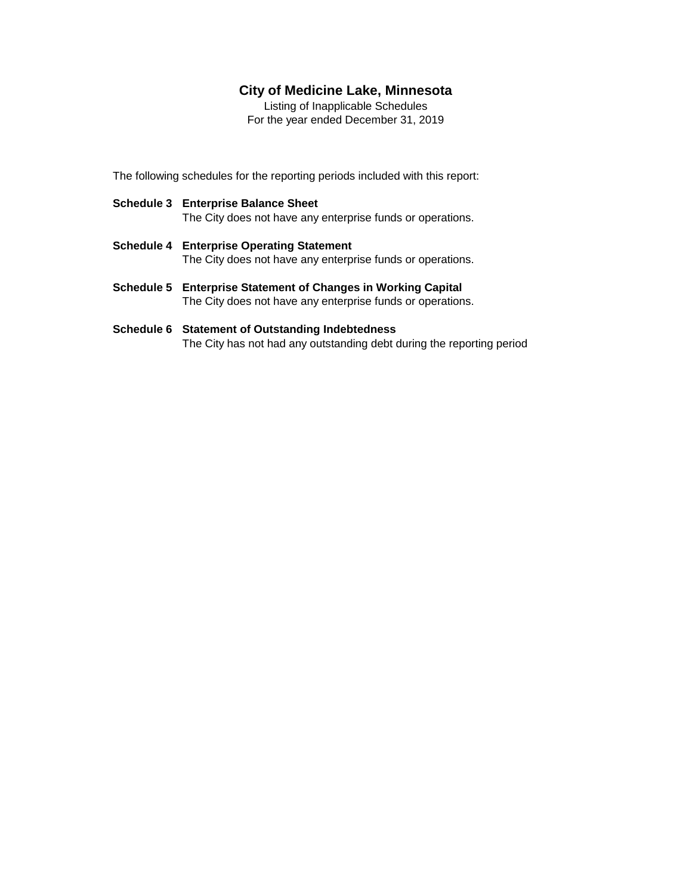# City of Medicine Lake, Minnesota

Listing of Inapplicable Schedules
For the year ended December 31, 2019

The following schedules for the reporting periods included with this report:

**Schedule 3 Enterprise Balance Sheet**
The City does not have any enterprise funds or operations.

**Schedule 4 Enterprise Operating Statement**
The City does not have any enterprise funds or operations.

**Schedule 5 Enterprise Statement of Changes in Working Capital**
The City does not have any enterprise funds or operations.

**Schedule 6 Statement of Outstanding Indebtedness**
The City has not had any outstanding debt during the reporting period